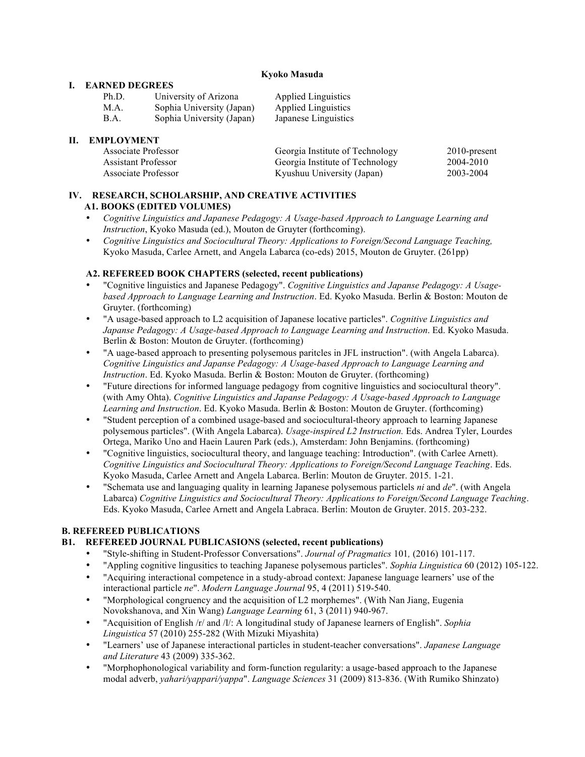**Kyoko Masuda**

## I. EARNED DEGREES

| | | |
|---|---|---|
| Ph.D. | University of Arizona | Applied Linguistics |
| M.A. | Sophia University (Japan) | Applied Linguistics |
| B.A. | Sophia University (Japan) | Japanese Linguistics |

## II. EMPLOYMENT

| | | |
|---|---|---|
| Associate Professor | Georgia Institute of Technology | 2010-present |
| Assistant Professor | Georgia Institute of Technology | 2004-2010 |
| Associate Professor | Kyushuu University (Japan) | 2003-2004 |

## IV. RESEARCH, SCHOLARSHIP, AND CREATIVE ACTIVITIES

### A1. BOOKS (EDITED VOLUMES)

- *Cognitive Linguistics and Japanese Pedagogy: A Usage-based Approach to Language Learning and Instruction*, Kyoko Masuda (ed.), Mouton de Gruyter (forthcoming).
- *Cognitive Linguistics and Sociocultural Theory: Applications to Foreign/Second Language Teaching,* Kyoko Masuda, Carlee Arnett, and Angela Labarca (co-eds) 2015, Mouton de Gruyter. (261pp)

### A2. REFEREED BOOK CHAPTERS (selected, recent publications)

- "Cognitive linguistics and Japanese Pedagogy". *Cognitive Linguistics and Japanse Pedagogy: A Usage-based Approach to Language Learning and Instruction*. Ed. Kyoko Masuda. Berlin & Boston: Mouton de Gruyter. (forthcoming)
- "A usage-based approach to L2 acquisition of Japanese locative particles". *Cognitive Linguistics and Japanse Pedagogy: A Usage-based Approach to Language Learning and Instruction*. Ed. Kyoko Masuda. Berlin & Boston: Mouton de Gruyter. (forthcoming)
- "A uage-based approach to presenting polysemous paritcles in JFL instruction". (with Angela Labarca). *Cognitive Linguistics and Japanse Pedagogy: A Usage-based Approach to Language Learning and Instruction*. Ed. Kyoko Masuda. Berlin & Boston: Mouton de Gruyter. (forthcoming)
- "Future directions for informed language pedagogy from cognitive linguistics and sociocultural theory". (with Amy Ohta). *Cognitive Linguistics and Japanse Pedagogy: A Usage-based Approach to Language Learning and Instruction*. Ed. Kyoko Masuda. Berlin & Boston: Mouton de Gruyter. (forthcoming)
- "Student perception of a combined usage-based and sociocultural-theory approach to learning Japanese polysemous particles". (With Angela Labarca). *Usage-inspired L2 Instruction.* Eds. Andrea Tyler, Lourdes Ortega, Mariko Uno and Haein Lauren Park (eds.), Amsterdam: John Benjamins. (forthcoming)
- "Cognitive linguistics, sociocultural theory, and language teaching: Introduction". (with Carlee Arnett). *Cognitive Linguistics and Sociocultural Theory: Applications to Foreign/Second Language Teaching*. Eds. Kyoko Masuda, Carlee Arnett and Angela Labarca. Berlin: Mouton de Gruyter. 2015. 1-21.
- "Schemata use and languaging quality in learning Japanese polysemous particlels *ni* and *de*". (with Angela Labarca) *Cognitive Linguistics and Sociocultural Theory: Applications to Foreign/Second Language Teaching*. Eds. Kyoko Masuda, Carlee Arnett and Angela Labraca. Berlin: Mouton de Gruyter. 2015. 203-232.

## B. REFEREED PUBLICATIONS

### B1. REFEREED JOURNAL PUBLICASIONS (selected, recent publications)

- "Style-shifting in Student-Professor Conversations". *Journal of Pragmatics* 101*,* (2016) 101-117.
- "Appling cognitive lingusitics to teaching Japanese polysemous particles". *Sophia Linguistica* 60 (2012) 105-122.
- "Acquiring interactional competence in a study-abroad context: Japanese language learners' use of the interactional particle *ne*". *Modern Language Journal* 95, 4 (2011) 519-540.
- "Morphological congruency and the acquisition of L2 morphemes". (With Nan Jiang, Eugenia Novokshanova, and Xin Wang) *Language Learning* 61, 3 (2011) 940-967.
- "Acquisition of English /r/ and /l/: A longitudinal study of Japanese learners of English". *Sophia Linguistica* 57 (2010) 255-282 (With Mizuki Miyashita)
- "Learners' use of Japanese interactional particles in student-teacher conversations". *Japanese Language and Literature* 43 (2009) 335-362.
- "Morphophonological variability and form-function regularity: a usage-based approach to the Japanese modal adverb, *yahari/yappari/yappa*". *Language Sciences* 31 (2009) 813-836. (With Rumiko Shinzato)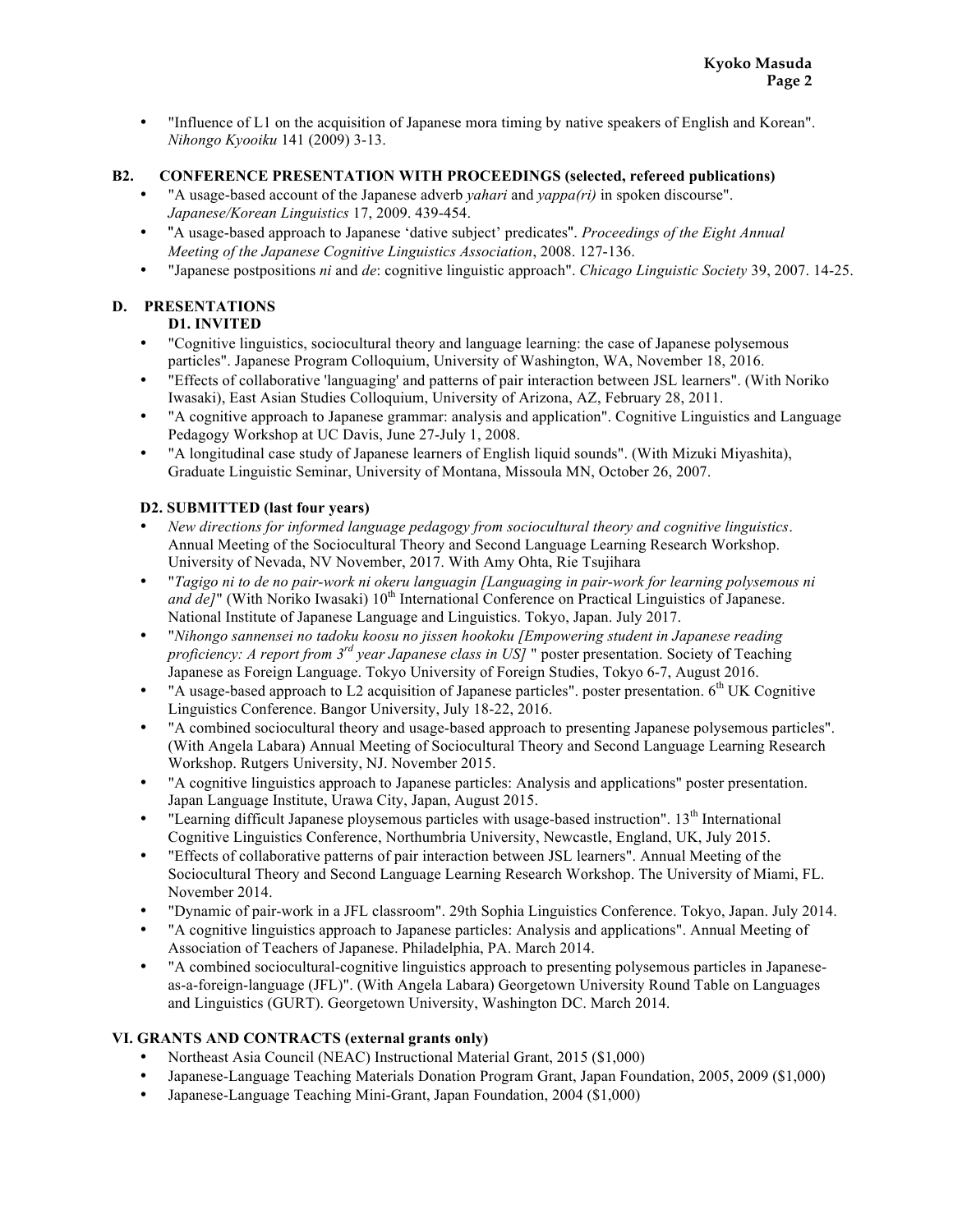- "Influence of L1 on the acquisition of Japanese mora timing by native speakers of English and Korean". *Nihongo Kyooiku* 141 (2009) 3-13.

### B2. CONFERENCE PRESENTATION WITH PROCEEDINGS (selected, refereed publications)

- "A usage-based account of the Japanese adverb *yahari* and *yappa(ri)* in spoken discourse". *Japanese/Korean Linguistics* 17, 2009. 439-454.
- "A usage-based approach to Japanese 'dative subject' predicates". *Proceedings of the Eight Annual Meeting of the Japanese Cognitive Linguistics Association*, 2008. 127-136.
- "Japanese postpositions *ni* and *de*: cognitive linguistic approach". *Chicago Linguistic Society* 39, 2007. 14-25.

## D. PRESENTATIONS

### D1. INVITED

- "Cognitive linguistics, sociocultural theory and language learning: the case of Japanese polysemous particles". Japanese Program Colloquium, University of Washington, WA, November 18, 2016.
- "Effects of collaborative 'languaging' and patterns of pair interaction between JSL learners". (With Noriko Iwasaki), East Asian Studies Colloquium, University of Arizona, AZ, February 28, 2011.
- "A cognitive approach to Japanese grammar: analysis and application". Cognitive Linguistics and Language Pedagogy Workshop at UC Davis, June 27-July 1, 2008.
- "A longitudinal case study of Japanese learners of English liquid sounds". (With Mizuki Miyashita), Graduate Linguistic Seminar, University of Montana, Missoula MN, October 26, 2007.

### D2. SUBMITTED (last four years)

- *New directions for informed language pedagogy from sociocultural theory and cognitive linguistics*. Annual Meeting of the Sociocultural Theory and Second Language Learning Research Workshop. University of Nevada, NV November, 2017. With Amy Ohta, Rie Tsujihara
- "*Tagigo ni to de no pair-work ni okeru languagin [Languaging in pair-work for learning polysemous ni and de]*" (With Noriko Iwasaki) 10th International Conference on Practical Linguistics of Japanese. National Institute of Japanese Language and Linguistics. Tokyo, Japan. July 2017.
- "*Nihongo sannensei no tadoku koosu no jissen hookoku [Empowering student in Japanese reading proficiency: A report from 3rd year Japanese class in US]* " poster presentation. Society of Teaching Japanese as Foreign Language. Tokyo University of Foreign Studies, Tokyo 6-7, August 2016.
- "A usage-based approach to L2 acquisition of Japanese particles". poster presentation. 6th UK Cognitive Linguistics Conference. Bangor University, July 18-22, 2016.
- "A combined sociocultural theory and usage-based approach to presenting Japanese polysemous particles". (With Angela Labara) Annual Meeting of Sociocultural Theory and Second Language Learning Research Workshop. Rutgers University, NJ. November 2015.
- "A cognitive linguistics approach to Japanese particles: Analysis and applications" poster presentation. Japan Language Institute, Urawa City, Japan, August 2015.
- "Learning difficult Japanese ploysemous particles with usage-based instruction". 13th International Cognitive Linguistics Conference, Northumbria University, Newcastle, England, UK, July 2015.
- "Effects of collaborative patterns of pair interaction between JSL learners". Annual Meeting of the Sociocultural Theory and Second Language Learning Research Workshop. The University of Miami, FL. November 2014.
- "Dynamic of pair-work in a JFL classroom". 29th Sophia Linguistics Conference. Tokyo, Japan. July 2014.
- "A cognitive linguistics approach to Japanese particles: Analysis and applications". Annual Meeting of Association of Teachers of Japanese. Philadelphia, PA. March 2014.
- "A combined sociocultural-cognitive linguistics approach to presenting polysemous particles in Japanese-as-a-foreign-language (JFL)". (With Angela Labara) Georgetown University Round Table on Languages and Linguistics (GURT). Georgetown University, Washington DC. March 2014.

## VI. GRANTS AND CONTRACTS (external grants only)

- Northeast Asia Council (NEAC) Instructional Material Grant, 2015 ($1,000)
- Japanese-Language Teaching Materials Donation Program Grant, Japan Foundation, 2005, 2009 ($1,000)
- Japanese-Language Teaching Mini-Grant, Japan Foundation, 2004 ($1,000)